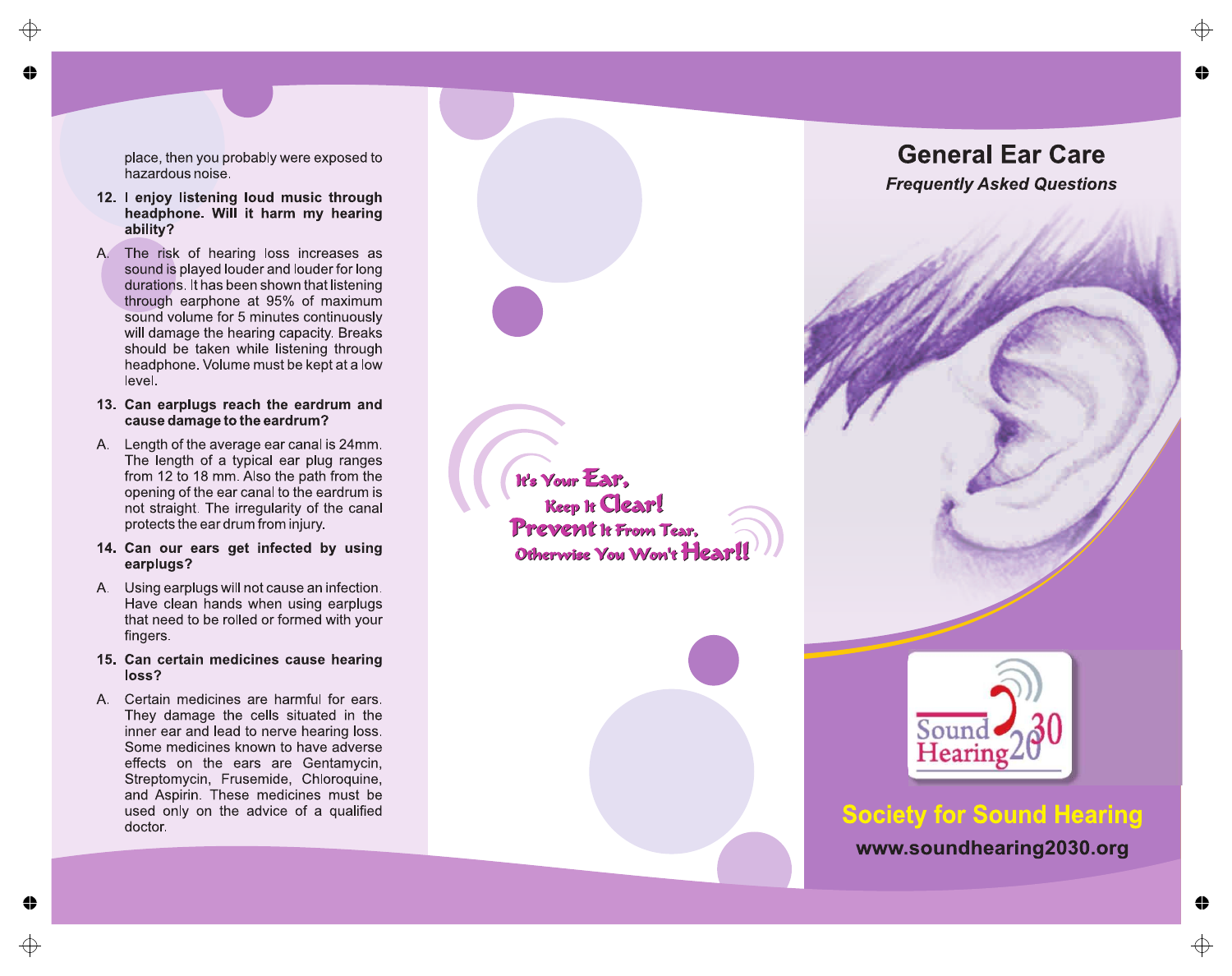place, then you probably were exposed to hazardous noise.

**12. I enjoy listening loud music through headphone. Will it harm my hearing ability?**

A. The risk of hearing loss increases as sound is played louder and louder for long durations. It has been shown that listening through earphone at 95% of maximum sound volume for 5 minutes continuously will damage the hearing capacity. Breaks should be taken while listening through headphone. Volume must be kept at a low level.

**13. Can earplugs reach the eardrum and cause damage to the eardrum?**

A. Length of the average ear canal is 24mm. The length of a typical ear plug ranges from 12 to 18 mm. Also the path from the opening of the ear canal to the eardrum is not straight. The irregularity of the canal protects the ear drum from injury.

**14. Can our ears get infected by using earplugs?**

A. Using earplugs will not cause an infection. Have clean hands when using earplugs that need to be rolled or formed with your fingers.

**15. Can certain medicines cause hearing loss?**

A. Certain medicines are harmful for ears. They damage the cells situated in the inner ear and lead to nerve hearing loss. Some medicines known to have adverse effects on the ears are Gentamycin, Streptomycin, Frusemide, Chloroquine, and Aspirin. These medicines must be used only on the advice of a qualified doctor.

It's Your **Ear**,
Keep It **Clear!**
**Prevent** It From Tear,
Otherwise You Won't **Hear!!**

# General Ear Care

***Frequently Asked Questions***

Sound Hearing 2030

**Society for Sound Hearing**

**www.soundhearing2030.org**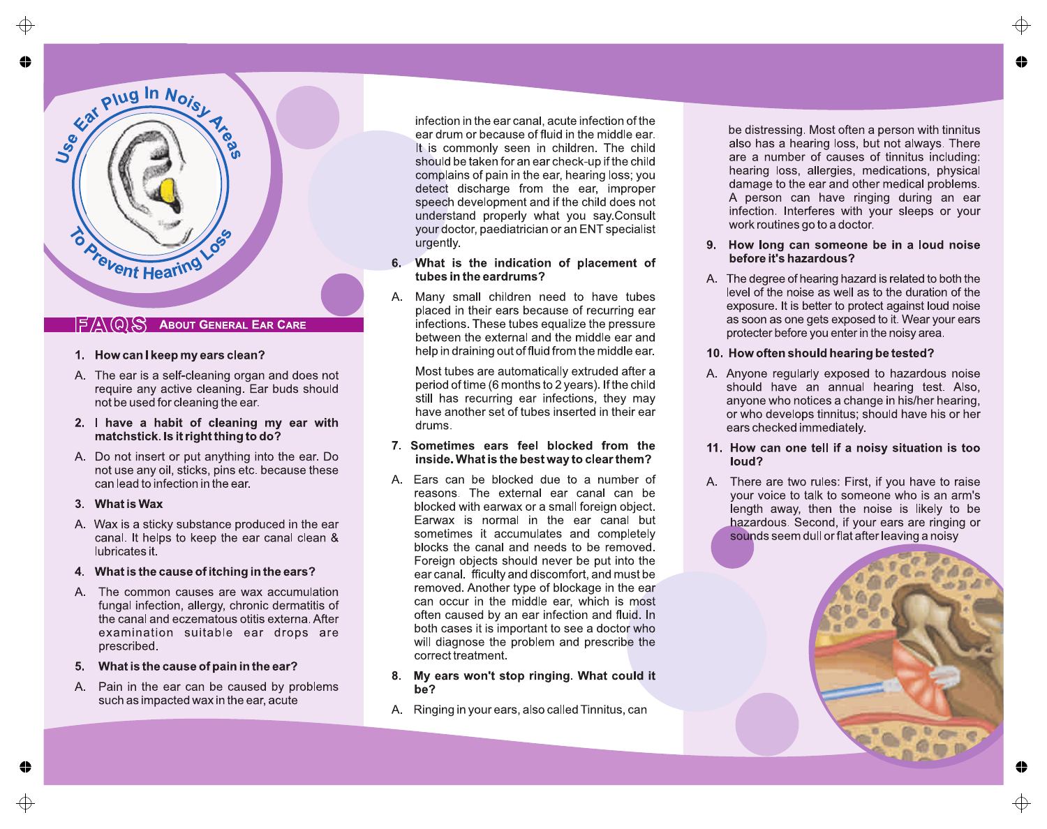Use Ear Plug In Noisy Areas

To Prevent Hearing Loss

## FAQS About General Ear Care

**1. How can I keep my ears clean?**

A. The ear is a self-cleaning organ and does not require any active cleaning. Ear buds should not be used for cleaning the ear.

**2. I have a habit of cleaning my ear with matchstick. Is it right thing to do?**

A. Do not insert or put anything into the ear. Do not use any oil, sticks, pins etc. because these can lead to infection in the ear.

**3. What is Wax**

A. Wax is a sticky substance produced in the ear canal. It helps to keep the ear canal clean & lubricates it.

**4. What is the cause of itching in the ears?**

A. The common causes are wax accumulation fungal infection, allergy, chronic dermatitis of the canal and eczematous otitis externa. After examination suitable ear drops are prescribed.

**5. What is the cause of pain in the ear?**

A. Pain in the ear can be caused by problems such as impacted wax in the ear, acute infection in the ear canal, acute infection of the ear drum or because of fluid in the middle ear. It is commonly seen in children. The child should be taken for an ear check-up if the child complains of pain in the ear, hearing loss; you detect discharge from the ear, improper speech development and if the child does not understand properly what you say.Consult your doctor, paediatrician or an ENT specialist urgently.

**6. What is the indication of placement of tubes in the eardrums?**

A. Many small children need to have tubes placed in their ears because of recurring ear infections. These tubes equalize the pressure between the external and the middle ear and help in draining out of fluid from the middle ear.

Most tubes are automatically extruded after a period of time (6 months to 2 years). If the child still has recurring ear infections, they may have another set of tubes inserted in their ear drums.

**7. Sometimes ears feel blocked from the inside. What is the best way to clear them?**

A. Ears can be blocked due to a number of reasons. The external ear canal can be blocked with earwax or a small foreign object. Earwax is normal in the ear canal but sometimes it accumulates and completely blocks the canal and needs to be removed. Foreign objects should never be put into the ear canal. fficulty and discomfort, and must be removed. Another type of blockage in the ear can occur in the middle ear, which is most often caused by an ear infection and fluid. In both cases it is important to see a doctor who will diagnose the problem and prescribe the correct treatment.

**8. My ears won't stop ringing. What could it be?**

A. Ringing in your ears, also called Tinnitus, can be distressing. Most often a person with tinnitus also has a hearing loss, but not always. There are a number of causes of tinnitus including: hearing loss, allergies, medications, physical damage to the ear and other medical problems. A person can have ringing during an ear infection. Interferes with your sleeps or your work routines go to a doctor.

**9. How long can someone be in a loud noise before it's hazardous?**

A. The degree of hearing hazard is related to both the level of the noise as well as to the duration of the exposure. It is better to protect against loud noise as soon as one gets exposed to it. Wear your ears protecter before you enter in the noisy area.

**10. How often should hearing be tested?**

A. Anyone regularly exposed to hazardous noise should have an annual hearing test. Also, anyone who notices a change in his/her hearing, or who develops tinnitus; should have his or her ears checked immediately.

**11. How can one tell if a noisy situation is too loud?**

A. There are two rules: First, if you have to raise your voice to talk to someone who is an arm's length away, then the noise is likely to be hazardous. Second, if your ears are ringing or sounds seem dull or flat after leaving a noisy